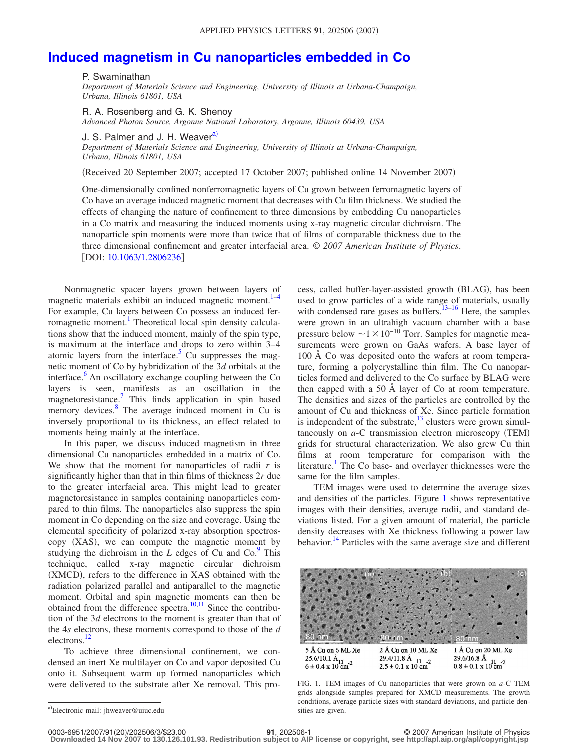# Induced magnetism in Cu nanoparticles embedded in Co

P. Swaminathan
*Department of Materials Science and Engineering, University of Illinois at Urbana-Champaign, Urbana, Illinois 61801, USA*

R. A. Rosenberg and G. K. Shenoy
*Advanced Photon Source, Argonne National Laboratory, Argonne, Illinois 60439, USA*

J. S. Palmer and J. H. Weaver[a]
*Department of Materials Science and Engineering, University of Illinois at Urbana-Champaign, Urbana, Illinois 61801, USA*

(Received 20 September 2007; accepted 17 October 2007; published online 14 November 2007)

One-dimensionally confined nonferromagnetic layers of Cu grown between ferromagnetic layers of Co have an average induced magnetic moment that decreases with Cu film thickness. We studied the effects of changing the nature of confinement to three dimensions by embedding Cu nanoparticles in a Co matrix and measuring the induced moments using x-ray magnetic circular dichroism. The nanoparticle spin moments were more than twice that of films of comparable thickness due to the three dimensional confinement and greater interfacial area. *© 2007 American Institute of Physics*. [DOI: 10.1063/1.2806236]

Nonmagnetic spacer layers grown between layers of magnetic materials exhibit an induced magnetic moment.[1–4] For example, Cu layers between Co possess an induced ferromagnetic moment.[1] Theoretical local spin density calculations show that the induced moment, mainly of the spin type, is maximum at the interface and drops to zero within 3–4 atomic layers from the interface.[5] Cu suppresses the magnetic moment of Co by hybridization of the 3$d$ orbitals at the interface.[6] An oscillatory exchange coupling between the Co layers is seen, manifests as an oscillation in the magnetoresistance.[7] This finds application in spin based memory devices.[8] The average induced moment in Cu is inversely proportional to its thickness, an effect related to moments being mainly at the interface.

In this paper, we discuss induced magnetism in three dimensional Cu nanoparticles embedded in a matrix of Co. We show that the moment for nanoparticles of radii $r$ is significantly higher than that in thin films of thickness $2r$ due to the greater interfacial area. This might lead to greater magnetoresistance in samples containing nanoparticles compared to thin films. The nanoparticles also suppress the spin moment in Co depending on the size and coverage. Using the elemental specificity of polarized x-ray absorption spectroscopy (XAS), we can compute the magnetic moment by studying the dichroism in the $L$ edges of Cu and Co.[9] This technique, called x-ray magnetic circular dichroism (XMCD), refers to the difference in XAS obtained with the radiation polarized parallel and antiparallel to the magnetic moment. Orbital and spin magnetic moments can then be obtained from the difference spectra.[10,11] Since the contribution of the 3$d$ electrons to the moment is greater than that of the 4$s$ electrons, these moments correspond to those of the $d$ electrons.[12]

To achieve three dimensional confinement, we condensed an inert Xe multilayer on Co and vapor deposited Cu onto it. Subsequent warm up formed nanoparticles which were delivered to the substrate after Xe removal. This process, called buffer-layer-assisted growth (BLAG), has been used to grow particles of a wide range of materials, usually with condensed rare gases as buffers.[13–16] Here, the samples were grown in an ultrahigh vacuum chamber with a base pressure below $\sim 1 \times 10^{-10}$ Torr. Samples for magnetic measurements were grown on GaAs wafers. A base layer of 100 Å Co was deposited onto the wafers at room temperature, forming a polycrystalline thin film. The Cu nanoparticles formed and delivered to the Co surface by BLAG were then capped with a 50 Å layer of Co at room temperature. The densities and sizes of the particles are controlled by the amount of Cu and thickness of Xe. Since particle formation is independent of the substrate,[13] clusters were grown simultaneously on $a$-C transmission electron microscopy (TEM) grids for structural characterization. We also grew Cu thin films at room temperature for comparison with the literature.[1] The Co base- and overlayer thicknesses were the same for the film samples.

TEM images were used to determine the average sizes and densities of the particles. Figure 1 shows representative images with their densities, average radii, and standard deviations listed. For a given amount of material, the particle density decreases with Xe thickness following a power law behavior.[14] Particles with the same average size and different

| (a) | (b) | (c) |
|---|---|---|
| 5 Å Cu on 6 ML Xe | 2 Å Cu on 10 ML Xe | 1 Å Cu on 20 ML Xe |
| 25.6/10.1 Å | 29.4/11.8 Å | 29.6/16.8 Å |
| $6 \pm 0.4 \times 10^{11}$ cm$^{-2}$ | $2.5 \pm 0.1 \times 10^{11}$ cm$^{-2}$ | $0.8 \pm 0.1 \times 10^{11}$ cm$^{-2}$ |

FIG. 1. TEM images of Cu nanoparticles that were grown on $a$-C TEM grids alongside samples prepared for XMCD measurements. The growth conditions, average particle sizes with standard deviations, and particle densities are given.

[a]Electronic mail: jhweaver@uiuc.edu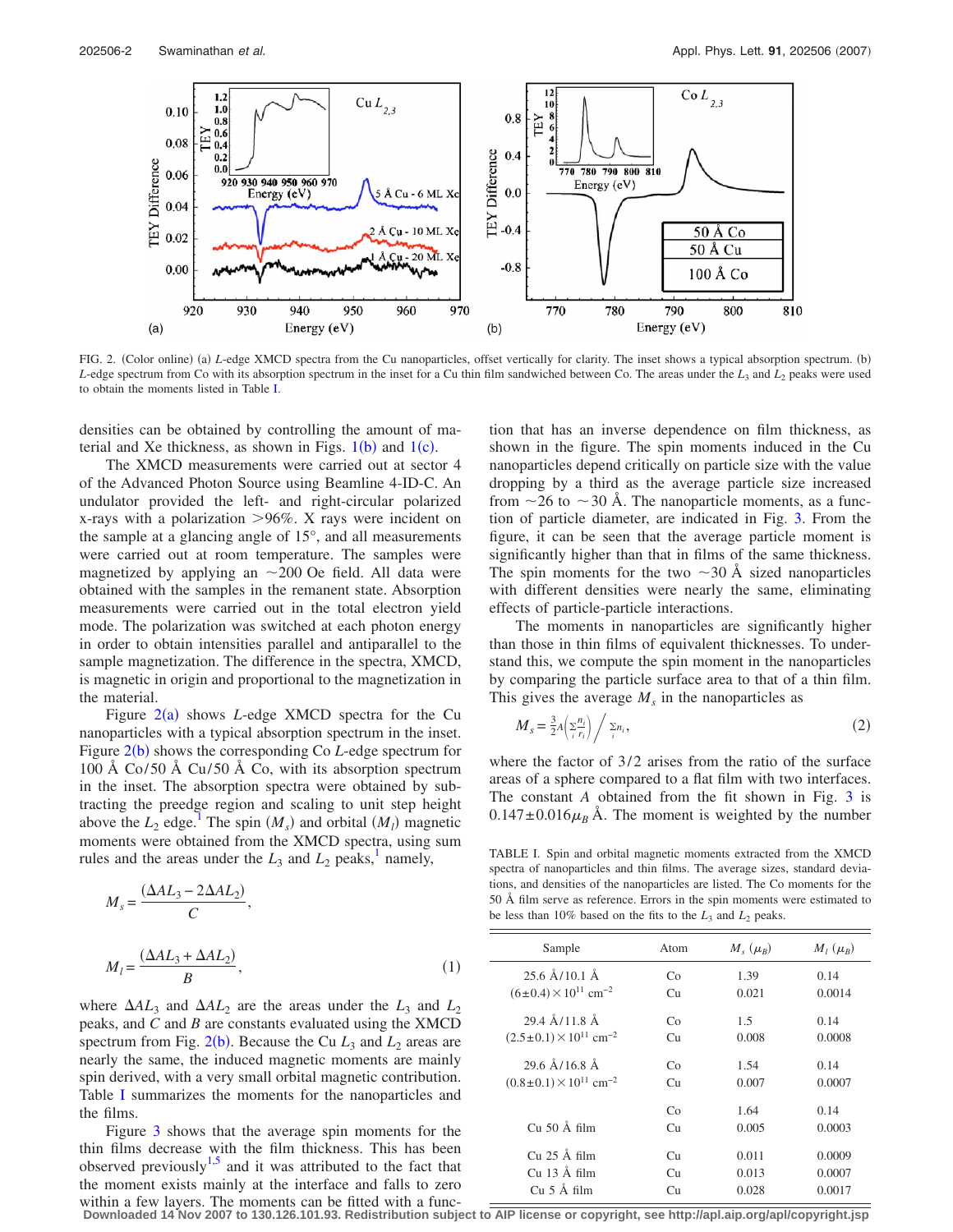FIG. 2. (Color online) (a) *L*-edge XMCD spectra from the Cu nanoparticles, offset vertically for clarity. The inset shows a typical absorption spectrum. (b) *L*-edge spectrum from Co with its absorption spectrum in the inset for a Cu thin film sandwiched between Co. The areas under the $L_3$ and $L_2$ peaks were used to obtain the moments listed in Table I.

densities can be obtained by controlling the amount of material and Xe thickness, as shown in Figs. 1(b) and 1(c).

The XMCD measurements were carried out at sector 4 of the Advanced Photon Source using Beamline 4-ID-C. An undulator provided the left- and right-circular polarized x-rays with a polarization >96%. X rays were incident on the sample at a glancing angle of 15°, and all measurements were carried out at room temperature. The samples were magnetized by applying an ~200 Oe field. All data were obtained with the samples in the remanent state. Absorption measurements were carried out in the total electron yield mode. The polarization was switched at each photon energy in order to obtain intensities parallel and antiparallel to the sample magnetization. The difference in the spectra, XMCD, is magnetic in origin and proportional to the magnetization in the material.

Figure 2(a) shows *L*-edge XMCD spectra for the Cu nanoparticles with a typical absorption spectrum in the inset. Figure 2(b) shows the corresponding Co *L*-edge spectrum for 100 Å Co/50 Å Cu/50 Å Co, with its absorption spectrum in the inset. The absorption spectra were obtained by subtracting the preedge region and scaling to unit step height above the $L_2$ edge.[1] The spin ($M_s$) and orbital ($M_l$) magnetic moments were obtained from the XMCD spectra, using sum rules and the areas under the $L_3$ and $L_2$ peaks,[1] namely,

$$M_s = \frac{(\Delta AL_3 - 2\Delta AL_2)}{C},$$

$$M_l = \frac{(\Delta AL_3 + \Delta AL_2)}{B}, \tag{1}$$

where $\Delta AL_3$ and $\Delta AL_2$ are the areas under the $L_3$ and $L_2$ peaks, and $C$ and $B$ are constants evaluated using the XMCD spectrum from Fig. 2(b). Because the Cu $L_3$ and $L_2$ areas are nearly the same, the induced magnetic moments are mainly spin derived, with a very small orbital magnetic contribution. Table I summarizes the moments for the nanoparticles and the films.

Figure 3 shows that the average spin moments for the thin films decrease with the film thickness. This has been observed previously[1,5] and it was attributed to the fact that the moment exists mainly at the interface and falls to zero within a few layers. The moments can be fitted with a function that has an inverse dependence on film thickness, as shown in the figure. The spin moments induced in the Cu nanoparticles depend critically on particle size with the value dropping by a third as the average particle size increased from ~26 to ~30 Å. The nanoparticle moments, as a function of particle diameter, are indicated in Fig. 3. From the figure, it can be seen that the average particle moment is significantly higher than that in films of the same thickness. The spin moments for the two ~30 Å sized nanoparticles with different densities were nearly the same, eliminating effects of particle-particle interactions.

The moments in nanoparticles are significantly higher than those in thin films of equivalent thicknesses. To understand this, we compute the spin moment in the nanoparticles by comparing the particle surface area to that of a thin film. This gives the average $M_s$ in the nanoparticles as

$$M_s = \frac{3}{2}A\left(\sum_i \frac{n_i}{r_i}\right) \Big/ \sum_i n_i, \tag{2}$$

where the factor of 3/2 arises from the ratio of the surface areas of a sphere compared to a flat film with two interfaces. The constant $A$ obtained from the fit shown in Fig. 3 is $0.147 \pm 0.016 \mu_B$ Å. The moment is weighted by the number

TABLE I. Spin and orbital magnetic moments extracted from the XMCD spectra of nanoparticles and thin films. The average sizes, standard deviations, and densities of the nanoparticles are listed. The Co moments for the 50 Å film serve as reference. Errors in the spin moments were estimated to be less than 10% based on the fits to the $L_3$ and $L_2$ peaks.

| Sample | Atom | $M_s$ ($\mu_B$) | $M_l$ ($\mu_B$) |
|---|---|---|---|
| 25.6 Å/10.1 Å | Co | 1.39 | 0.14 |
| $(6 \pm 0.4) \times 10^{11}$ cm$^{-2}$ | Cu | 0.021 | 0.0014 |
| 29.4 Å/11.8 Å | Co | 1.5 | 0.14 |
| $(2.5 \pm 0.1) \times 10^{11}$ cm$^{-2}$ | Cu | 0.008 | 0.0008 |
| 29.6 Å/16.8 Å | Co | 1.54 | 0.14 |
| $(0.8 \pm 0.1) \times 10^{11}$ cm$^{-2}$ | Cu | 0.007 | 0.0007 |
| | Co | 1.64 | 0.14 |
| Cu 50 Å film | Cu | 0.005 | 0.0003 |
| Cu 25 Å film | Cu | 0.011 | 0.0009 |
| Cu 13 Å film | Cu | 0.013 | 0.0007 |
| Cu 5 Å film | Cu | 0.028 | 0.0017 |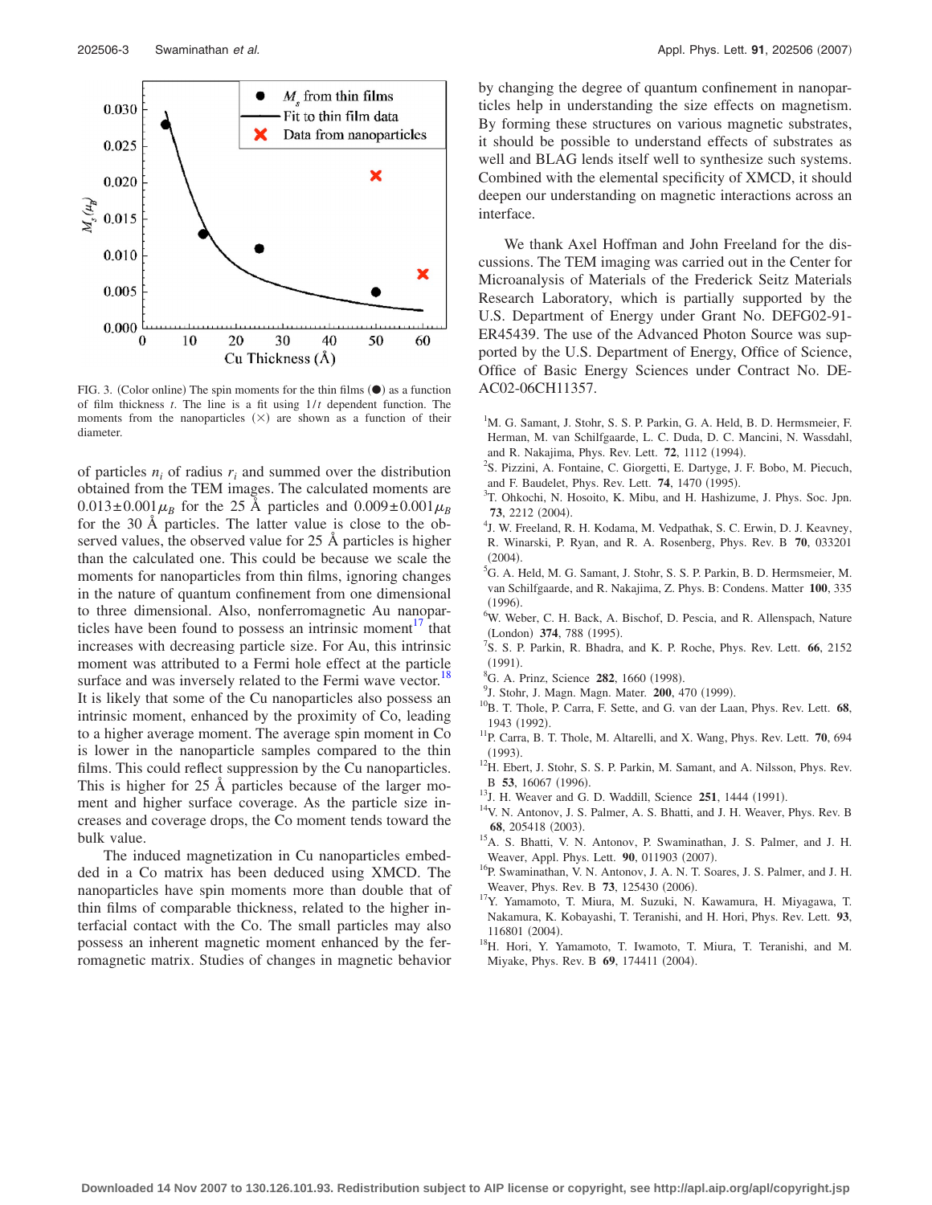0.030
0.025
0.020
0.015
0.010
0.005
0.000

$M_s$ ($\mu_B$)

0 10 20 30 40 50 60

Cu Thickness (Å)

$M_s$ from thin films

Fit to thin film data

Data from nanoparticles

FIG. 3. (Color online) The spin moments for the thin films (●) as a function of film thickness $t$. The line is a fit using $1/t$ dependent function. The moments from the nanoparticles (×) are shown as a function of their diameter.

of particles $n_i$ of radius $r_i$ and summed over the distribution obtained from the TEM images. The calculated moments are $0.013 \pm 0.001 \mu_B$ for the 25 Å particles and $0.009 \pm 0.001 \mu_B$ for the 30 Å particles. The latter value is close to the observed values, the observed value for 25 Å particles is higher than the calculated one. This could be because we scale the moments for nanoparticles from thin films, ignoring changes in the nature of quantum confinement from one dimensional to three dimensional. Also, nonferromagnetic Au nanoparticles have been found to possess an intrinsic moment[17] that increases with decreasing particle size. For Au, this intrinsic moment was attributed to a Fermi hole effect at the particle surface and was inversely related to the Fermi wave vector.[18] It is likely that some of the Cu nanoparticles also possess an intrinsic moment, enhanced by the proximity of Co, leading to a higher average moment. The average spin moment in Co is lower in the nanoparticle samples compared to the thin films. This could reflect suppression by the Cu nanoparticles. This is higher for 25 Å particles because of the larger moment and higher surface coverage. As the particle size increases and coverage drops, the Co moment tends toward the bulk value.

The induced magnetization in Cu nanoparticles embedded in a Co matrix has been deduced using XMCD. The nanoparticles have spin moments more than double that of thin films of comparable thickness, related to the higher interfacial contact with the Co. The small particles may also possess an inherent magnetic moment enhanced by the ferromagnetic matrix. Studies of changes in magnetic behavior by changing the degree of quantum confinement in nanoparticles help in understanding the size effects on magnetism. By forming these structures on various magnetic substrates, it should be possible to understand effects of substrates as well and BLAG lends itself well to synthesize such systems. Combined with the elemental specificity of XMCD, it should deepen our understanding on magnetic interactions across an interface.

We thank Axel Hoffman and John Freeland for the discussions. The TEM imaging was carried out in the Center for Microanalysis of Materials of the Frederick Seitz Materials Research Laboratory, which is partially supported by the U.S. Department of Energy under Grant No. DEFG02-91-ER45439. The use of the Advanced Photon Source was supported by the U.S. Department of Energy, Office of Science, Office of Basic Energy Sciences under Contract No. DE-AC02-06CH11357.

[1] M. G. Samant, J. Stohr, S. S. P. Parkin, G. A. Held, B. D. Hermsmeier, F. Herman, M. van Schilfgaarde, L. C. Duda, D. C. Mancini, N. Wassdahl, and R. Nakajima, Phys. Rev. Lett. **72**, 1112 (1994).

[2] S. Pizzini, A. Fontaine, C. Giorgetti, E. Dartyge, J. F. Bobo, M. Piecuch, and F. Baudelet, Phys. Rev. Lett. **74**, 1470 (1995).

[3] T. Ohkochi, N. Hosoito, K. Mibu, and H. Hashizume, J. Phys. Soc. Jpn. **73**, 2212 (2004).

[4] J. W. Freeland, R. H. Kodama, M. Vedpathak, S. C. Erwin, D. J. Keavney, R. Winarski, P. Ryan, and R. A. Rosenberg, Phys. Rev. B **70**, 033201 (2004).

[5] G. A. Held, M. G. Samant, J. Stohr, S. S. P. Parkin, B. D. Hermsmeier, M. van Schilfgaarde, and R. Nakajima, Z. Phys. B: Condens. Matter **100**, 335 (1996).

[6] W. Weber, C. H. Back, A. Bischof, D. Pescia, and R. Allenspach, Nature (London) **374**, 788 (1995).

[7] S. S. P. Parkin, R. Bhadra, and K. P. Roche, Phys. Rev. Lett. **66**, 2152 (1991).

[8] G. A. Prinz, Science **282**, 1660 (1998).

[9] J. Stohr, J. Magn. Magn. Mater. **200**, 470 (1999).

[10] B. T. Thole, P. Carra, F. Sette, and G. van der Laan, Phys. Rev. Lett. **68**, 1943 (1992).

[11] P. Carra, B. T. Thole, M. Altarelli, and X. Wang, Phys. Rev. Lett. **70**, 694 (1993).

[12] H. Ebert, J. Stohr, S. S. P. Parkin, M. Samant, and A. Nilsson, Phys. Rev. B **53**, 16067 (1996).

[13] J. H. Weaver and G. D. Waddill, Science **251**, 1444 (1991).

[14] V. N. Antonov, J. S. Palmer, A. S. Bhatti, and J. H. Weaver, Phys. Rev. B **68**, 205418 (2003).

[15] A. S. Bhatti, V. N. Antonov, P. Swaminathan, J. S. Palmer, and J. H. Weaver, Appl. Phys. Lett. **90**, 011903 (2007).

[16] P. Swaminathan, V. N. Antonov, J. A. N. T. Soares, J. S. Palmer, and J. H. Weaver, Phys. Rev. B **73**, 125430 (2006).

[17] Y. Yamamoto, T. Miura, M. Suzuki, N. Kawamura, H. Miyagawa, T. Nakamura, K. Kobayashi, T. Teranishi, and H. Hori, Phys. Rev. Lett. **93**, 116801 (2004).

[18] H. Hori, Y. Yamamoto, T. Iwamoto, T. Miura, T. Teranishi, and M. Miyake, Phys. Rev. B **69**, 174411 (2004).